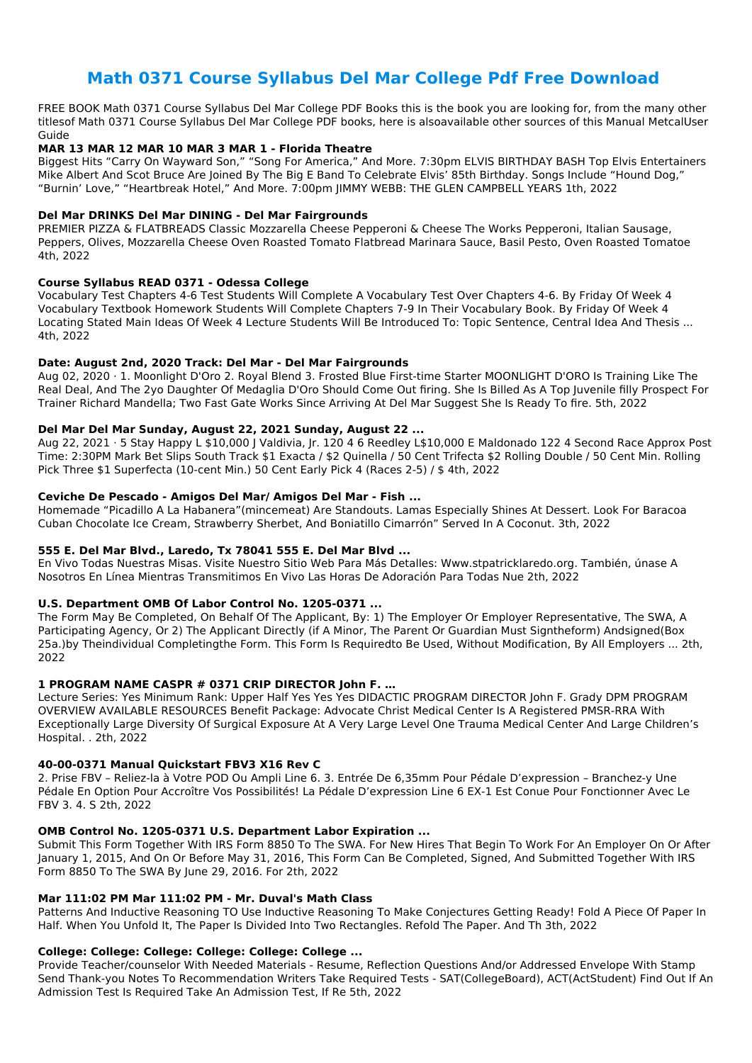# Math 0371 Course Syllabus Del Mar College Pdf Free Download

FREE BOOK Math 0371 Course Syllabus Del Mar College PDF Books this is the book you are looking for, from the many other titlesof Math 0371 Course Syllabus Del Mar College PDF books, here is alsoavailable other sources of this Manual MetcalUser Guide

**MAR 13 MAR 12 MAR 10 MAR 3 MAR 1 - Florida Theatre**

Biggest Hits "Carry On Wayward Son," "Song For America," And More. 7:30pm ELVIS BIRTHDAY BASH Top Elvis Entertainers Mike Albert And Scot Bruce Are Joined By The Big E Band To Celebrate Elvis' 85th Birthday. Songs Include "Hound Dog," "Burnin' Love," "Heartbreak Hotel," And More. 7:00pm JIMMY WEBB: THE GLEN CAMPBELL YEARS 1th, 2022

**Del Mar DRINKS Del Mar DINING - Del Mar Fairgrounds**

PREMIER PIZZA & FLATBREADS Classic Mozzarella Cheese Pepperoni & Cheese The Works Pepperoni, Italian Sausage, Peppers, Olives, Mozzarella Cheese Oven Roasted Tomato Flatbread Marinara Sauce, Basil Pesto, Oven Roasted Tomatoe 4th, 2022

**Course Syllabus READ 0371 - Odessa College**

Vocabulary Test Chapters 4-6 Test Students Will Complete A Vocabulary Test Over Chapters 4-6. By Friday Of Week 4 Vocabulary Textbook Homework Students Will Complete Chapters 7-9 In Their Vocabulary Book. By Friday Of Week 4 Locating Stated Main Ideas Of Week 4 Lecture Students Will Be Introduced To: Topic Sentence, Central Idea And Thesis ... 4th, 2022

**Date: August 2nd, 2020 Track: Del Mar - Del Mar Fairgrounds**

Aug 02, 2020 · 1. Moonlight D'Oro 2. Royal Blend 3. Frosted Blue First-time Starter MOONLIGHT D'ORO Is Training Like The Real Deal, And The 2yo Daughter Of Medaglia D'Oro Should Come Out firing. She Is Billed As A Top Juvenile filly Prospect For Trainer Richard Mandella; Two Fast Gate Works Since Arriving At Del Mar Suggest She Is Ready To fire. 5th, 2022

**Del Mar Del Mar Sunday, August 22, 2021 Sunday, August 22 ...**

Aug 22, 2021 · 5 Stay Happy L $10,000 J Valdivia, Jr. 120 4 6 Reedley L$10,000 E Maldonado 122 4 Second Race Approx Post Time: 2:30PM Mark Bet Slips South Track $1 Exacta / $2 Quinella / 50 Cent Trifecta $2 Rolling Double / 50 Cent Min. Rolling Pick Three $1 Superfecta (10-cent Min.) 50 Cent Early Pick 4 (Races 2-5) / $ 4th, 2022

**Ceviche De Pescado - Amigos Del Mar/ Amigos Del Mar - Fish ...**

Homemade "Picadillo A La Habanera"(mincemeat) Are Standouts. Lamas Especially Shines At Dessert. Look For Baracoa Cuban Chocolate Ice Cream, Strawberry Sherbet, And Boniatillo Cimarrón" Served In A Coconut. 3th, 2022

**555 E. Del Mar Blvd., Laredo, Tx 78041 555 E. Del Mar Blvd ...**

En Vivo Todas Nuestras Misas. Visite Nuestro Sitio Web Para Más Detalles: Www.stpatricklaredo.org. También, únase A Nosotros En Línea Mientras Transmitimos En Vivo Las Horas De Adoración Para Todas Nue 2th, 2022

**U.S. Department OMB Of Labor Control No. 1205-0371 ...**

The Form May Be Completed, On Behalf Of The Applicant, By: 1) The Employer Or Employer Representative, The SWA, A Participating Agency, Or 2) The Applicant Directly (if A Minor, The Parent Or Guardian Must Signtheform) Andsigned(Box 25a.)by Theindividual Completingthe Form. This Form Is Requiredto Be Used, Without Modification, By All Employers ... 2th, 2022

**1 PROGRAM NAME CASPR # 0371 CRIP DIRECTOR John F. …**

Lecture Series: Yes Minimum Rank: Upper Half Yes Yes Yes DIDACTIC PROGRAM DIRECTOR John F. Grady DPM PROGRAM OVERVIEW AVAILABLE RESOURCES Benefit Package: Advocate Christ Medical Center Is A Registered PMSR-RRA With Exceptionally Large Diversity Of Surgical Exposure At A Very Large Level One Trauma Medical Center And Large Children's Hospital. . 2th, 2022

**40-00-0371 Manual Quickstart FBV3 X16 Rev C**

2. Prise FBV – Reliez-la à Votre POD Ou Ampli Line 6. 3. Entrée De 6,35mm Pour Pédale D'expression – Branchez-y Une Pédale En Option Pour Accroître Vos Possibilités! La Pédale D'expression Line 6 EX-1 Est Conue Pour Fonctionner Avec Le FBV 3. 4. S 2th, 2022

**OMB Control No. 1205-0371 U.S. Department Labor Expiration ...**

Submit This Form Together With IRS Form 8850 To The SWA. For New Hires That Begin To Work For An Employer On Or After January 1, 2015, And On Or Before May 31, 2016, This Form Can Be Completed, Signed, And Submitted Together With IRS Form 8850 To The SWA By June 29, 2016. For 2th, 2022

**Mar 111:02 PM Mar 111:02 PM - Mr. Duval's Math Class**

Patterns And Inductive Reasoning TO Use Inductive Reasoning To Make Conjectures Getting Ready! Fold A Piece Of Paper In Half. When You Unfold It, The Paper Is Divided Into Two Rectangles. Refold The Paper. And Th 3th, 2022

**College: College: College: College: College: College ...**

Provide Teacher/counselor With Needed Materials - Resume, Reflection Questions And/or Addressed Envelope With Stamp Send Thank-you Notes To Recommendation Writers Take Required Tests - SAT(CollegeBoard), ACT(ActStudent) Find Out If An Admission Test Is Required Take An Admission Test, If Re 5th, 2022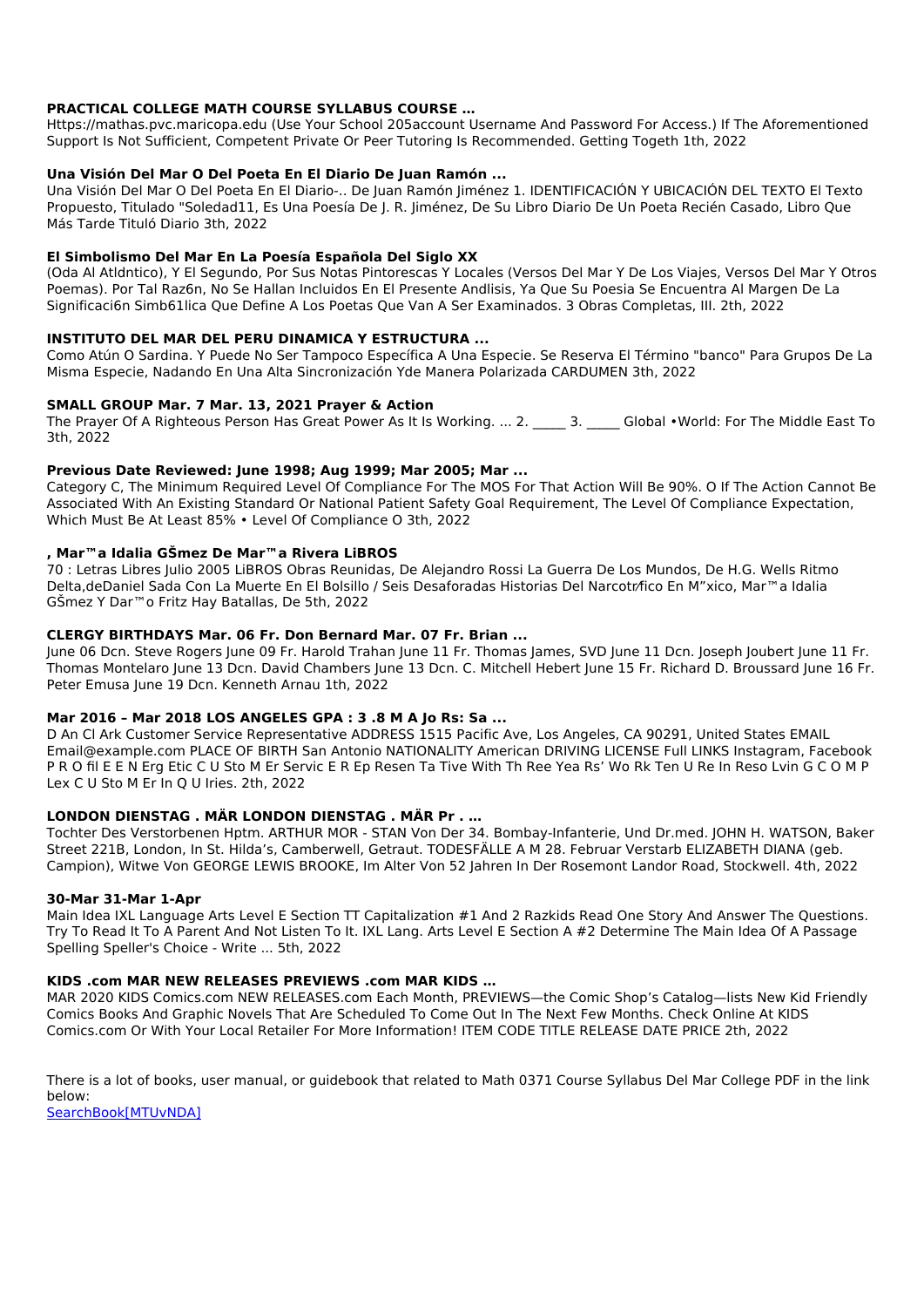**PRACTICAL COLLEGE MATH COURSE SYLLABUS COURSE …**

Https://mathas.pvc.maricopa.edu (Use Your School 205account Username And Password For Access.) If The Aforementioned Support Is Not Sufficient, Competent Private Or Peer Tutoring Is Recommended. Getting Togeth 1th, 2022

**Una Visión Del Mar O Del Poeta En El Diario De Juan Ramón ...**

Una Visión Del Mar O Del Poeta En El Diario-.. De Juan Ramón Jiménez 1. IDENTIFICACIÓN Y UBICACIÓN DEL TEXTO El Texto Propuesto, Titulado "Soledad11, Es Una Poesía De J. R. Jiménez, De Su Libro Diario De Un Poeta Recién Casado, Libro Que Más Tarde Tituló Diario 3th, 2022

**El Simbolismo Del Mar En La Poesía Española Del Siglo XX**

(Oda Al Atldntico), Y El Segundo, Por Sus Notas Pintorescas Y Locales (Versos Del Mar Y De Los Viajes, Versos Del Mar Y Otros Poemas). Por Tal Raz6n, No Se Hallan Incluidos En El Presente Andlisis, Ya Que Su Poesia Se Encuentra Al Margen De La Significaci6n Simb61lica Que Define A Los Poetas Que Van A Ser Examinados. 3 Obras Completas, III. 2th, 2022

**INSTITUTO DEL MAR DEL PERU DINAMICA Y ESTRUCTURA ...**

Como Atún O Sardina. Y Puede No Ser Tampoco Específica A Una Especie. Se Reserva El Término "banco" Para Grupos De La Misma Especie, Nadando En Una Alta Sincronización Yde Manera Polarizada CARDUMEN 3th, 2022

**SMALL GROUP Mar. 7 Mar. 13, 2021 Prayer & Action**

The Prayer Of A Righteous Person Has Great Power As It Is Working. ... 2. _____ 3. _____ Global •World: For The Middle East To 3th, 2022

**Previous Date Reviewed: June 1998; Aug 1999; Mar 2005; Mar ...**

Category C, The Minimum Required Level Of Compliance For The MOS For That Action Will Be 90%. O If The Action Cannot Be Associated With An Existing Standard Or National Patient Safety Goal Requirement, The Level Of Compliance Expectation, Which Must Be At Least 85% • Level Of Compliance O 3th, 2022

**, Mar™a Idalia GŠmez De Mar™a Rivera LiBROS**

70 : Letras Libres Julio 2005 LiBROS Obras Reunidas, De Alejandro Rossi La Guerra De Los Mundos, De H.G. Wells Ritmo Delta,deDaniel Sada Con La Muerte En El Bolsillo / Seis Desaforadas Historias Del Narcotr⁄fico En M”xico, Mar™a Idalia GŠmez Y Dar™o Fritz Hay Batallas, De 5th, 2022

**CLERGY BIRTHDAYS Mar. 06 Fr. Don Bernard Mar. 07 Fr. Brian ...**

June 06 Dcn. Steve Rogers June 09 Fr. Harold Trahan June 11 Fr. Thomas James, SVD June 11 Dcn. Joseph Joubert June 11 Fr. Thomas Montelaro June 13 Dcn. David Chambers June 13 Dcn. C. Mitchell Hebert June 15 Fr. Richard D. Broussard June 16 Fr. Peter Emusa June 19 Dcn. Kenneth Arnau 1th, 2022

**Mar 2016 – Mar 2018 LOS ANGELES GPA : 3 .8 M A Jo Rs: Sa ...**

D An Cl Ark Customer Service Representative ADDRESS 1515 Pacific Ave, Los Angeles, CA 90291, United States EMAIL Email@example.com PLACE OF BIRTH San Antonio NATIONALITY American DRIVING LICENSE Full LINKS Instagram, Facebook P R O fil E E N Erg Etic C U Sto M Er Servic E R Ep Resen Ta Tive With Th Ree Yea Rs' Wo Rk Ten U Re In Reso Lvin G C O M P Lex C U Sto M Er In Q U Iries. 2th, 2022

**LONDON DIENSTAG . MÄR LONDON DIENSTAG . MÄR Pr . …**

Tochter Des Verstorbenen Hptm. ARTHUR MOR - STAN Von Der 34. Bombay-Infanterie, Und Dr.med. JOHN H. WATSON, Baker Street 221B, London, In St. Hilda's, Camberwell, Getraut. TODESFÄLLE A M 28. Februar Verstarb ELIZABETH DIANA (geb. Campion), Witwe Von GEORGE LEWIS BROOKE, Im Alter Von 52 Jahren In Der Rosemont Landor Road, Stockwell. 4th, 2022

**30-Mar 31-Mar 1-Apr**

Main Idea IXL Language Arts Level E Section TT Capitalization #1 And 2 Razkids Read One Story And Answer The Questions. Try To Read It To A Parent And Not Listen To It. IXL Lang. Arts Level E Section A #2 Determine The Main Idea Of A Passage Spelling Speller's Choice - Write ... 5th, 2022

**KIDS .com MAR NEW RELEASES PREVIEWS .com MAR KIDS …**

MAR 2020 KIDS Comics.com NEW RELEASES.com Each Month, PREVIEWS—the Comic Shop's Catalog—lists New Kid Friendly Comics Books And Graphic Novels That Are Scheduled To Come Out In The Next Few Months. Check Online At KIDS Comics.com Or With Your Local Retailer For More Information! ITEM CODE TITLE RELEASE DATE PRICE 2th, 2022

There is a lot of books, user manual, or guidebook that related to Math 0371 Course Syllabus Del Mar College PDF in the link below:
SearchBook[MTUvNDA]